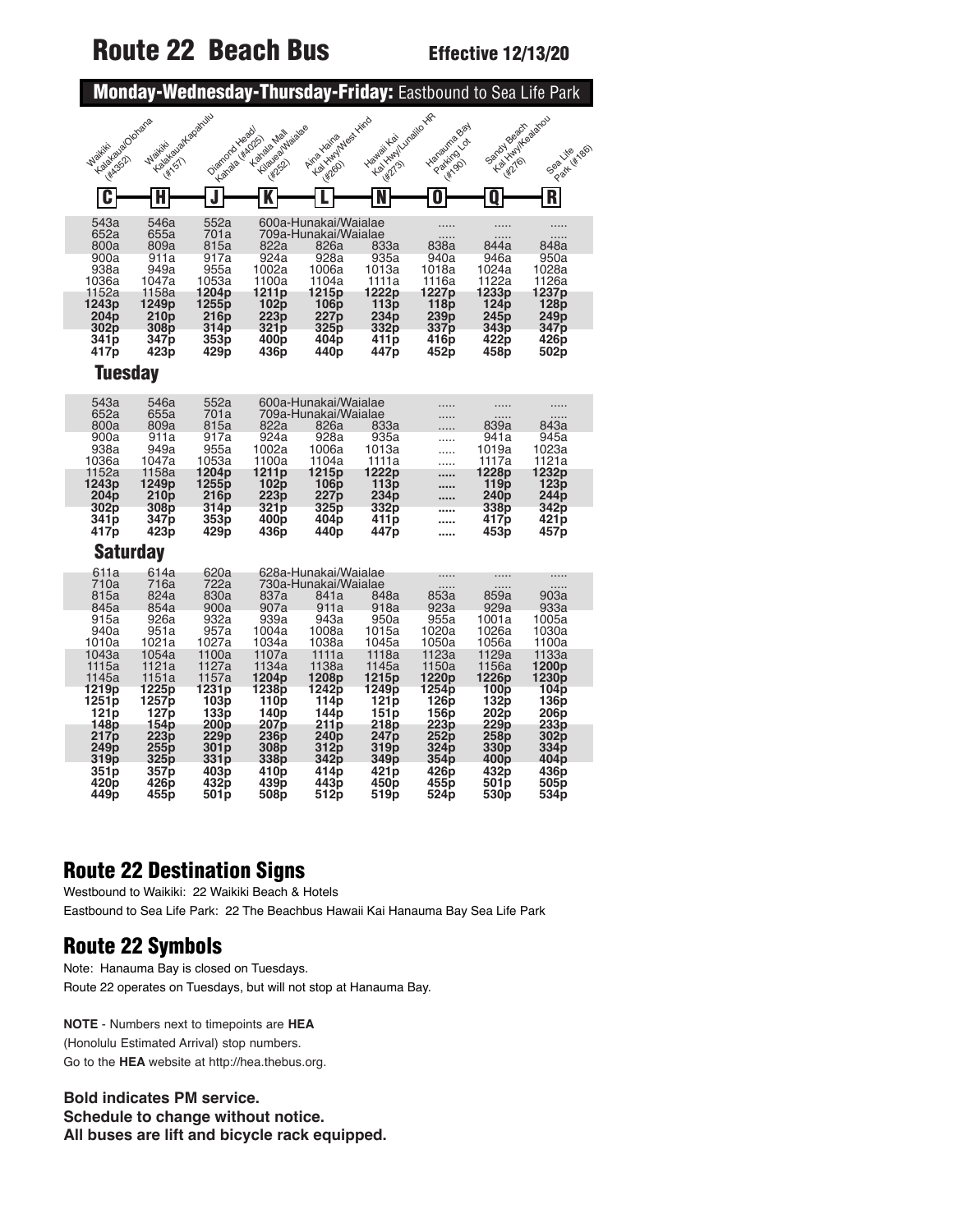# Route 22 Beach Bus

**Effective 12/13/20**

## Monday-Wednesday-Thursday-Friday: Eastbound to Sea Life Park

| C Waikiki Kalakaua/Olohana (#4352) | H Waikiki Kalakaua/Kapahulu (#157) | J Diamond Head/ Kahala (#4025) | K Kahala Mall Kilauea/Waialae (#252) | L Aina Haina Kal Hwy/West Hind (#260) | N Hawaii Kai Kal Hwy/Lunalilo HR (#273) | O Hanauma Bay Parking Lot (#190) | Q Sandy Beach Kal Hwy/Kealahou (#276) | R Sea Life Park (#186) |
|---|---|---|---|---|---|---|---|---|
| 543a | 546a | 552a | 600a-Hunakai/Waialae | | | ..... | ..... | ..... |
| 652a | 655a | 701a | 709a-Hunakai/Waialae | | | ..... | ..... | ..... |
| 800a | 809a | 815a | 822a | 826a | 833a | 838a | 844a | 848a |
| 900a | 911a | 917a | 924a | 928a | 935a | 940a | 946a | 950a |
| 938a | 949a | 955a | 1002a | 1006a | 1013a | 1018a | 1024a | 1028a |
| 1036a | 1047a | 1053a | 1100a | 1104a | 1111a | 1116a | 1122a | 1126a |
| 1152a | 1158a | **1204p** | **1211p** | **1215p** | **1222p** | **1227p** | **1233p** | **1237p** |
| **1243p** | **1249p** | **1255p** | **102p** | **106p** | **113p** | **118p** | **124p** | **128p** |
| **204p** | **210p** | **216p** | **223p** | **227p** | **234p** | **239p** | **245p** | **249p** |
| **302p** | **308p** | **314p** | **321p** | **325p** | **332p** | **337p** | **343p** | **347p** |
| **341p** | **347p** | **353p** | **400p** | **404p** | **411p** | **416p** | **422p** | **426p** |
| **417p** | **423p** | **429p** | **436p** | **440p** | **447p** | **452p** | **458p** | **502p** |

## Tuesday

| C | H | J | K | L | N | O | Q | R |
|---|---|---|---|---|---|---|---|---|
| 543a | 546a | 552a | 600a-Hunakai/Waialae | | | ..... | ..... | ..... |
| 652a | 655a | 701a | 709a-Hunakai/Waialae | | | ..... | ..... | ..... |
| 800a | 809a | 815a | 822a | 826a | 833a | ..... | 839a | 843a |
| 900a | 911a | 917a | 924a | 928a | 935a | ..... | 941a | 945a |
| 938a | 949a | 955a | 1002a | 1006a | 1013a | ..... | 1019a | 1023a |
| 1036a | 1047a | 1053a | 1100a | 1104a | 1111a | ..... | 1117a | 1121a |
| 1152a | 1158a | **1204p** | **1211p** | **1215p** | **1222p** | ..... | **1228p** | **1232p** |
| **1243p** | **1249p** | **1255p** | **102p** | **106p** | **113p** | ..... | **119p** | **123p** |
| **204p** | **210p** | **216p** | **223p** | **227p** | **234p** | ..... | **240p** | **244p** |
| **302p** | **308p** | **314p** | **321p** | **325p** | **332p** | ..... | **338p** | **342p** |
| **341p** | **347p** | **353p** | **400p** | **404p** | **411p** | ..... | **417p** | **421p** |
| **417p** | **423p** | **429p** | **436p** | **440p** | **447p** | ..... | **453p** | **457p** |

## Saturday

| C | H | J | K | L | N | O | Q | R |
|---|---|---|---|---|---|---|---|---|
| 611a | 614a | 620a | 628a-Hunakai/Waialae | | | ..... | ..... | ..... |
| 710a | 716a | 722a | 730a-Hunakai/Waialae | | | ..... | ..... | ..... |
| 815a | 824a | 830a | 837a | 841a | 848a | 853a | 859a | 903a |
| 845a | 854a | 900a | 907a | 911a | 918a | 923a | 929a | 933a |
| 915a | 926a | 932a | 939a | 943a | 950a | 955a | 1001a | 1005a |
| 940a | 951a | 957a | 1004a | 1008a | 1015a | 1020a | 1026a | 1030a |
| 1010a | 1021a | 1027a | 1034a | 1038a | 1045a | 1050a | 1056a | 1100a |
| 1043a | 1054a | 1100a | 1107a | 1111a | 1118a | 1123a | 1129a | 1133a |
| 1115a | 1121a | 1127a | 1134a | 1138a | 1145a | 1150a | 1156a | **1200p** |
| 1145a | 1151a | 1157a | **1204p** | **1208p** | **1215p** | **1220p** | **1226p** | **1230p** |
| **1219p** | **1225p** | **1231p** | **1238p** | **1242p** | **1249p** | **1254p** | **100p** | **104p** |
| **1251p** | **1257p** | **103p** | **110p** | **114p** | **121p** | **126p** | **132p** | **136p** |
| **121p** | **127p** | **133p** | **140p** | **144p** | **151p** | **156p** | **202p** | **206p** |
| **148p** | **154p** | **200p** | **207p** | **211p** | **218p** | **223p** | **229p** | **233p** |
| **217p** | **223p** | **229p** | **236p** | **240p** | **247p** | **252p** | **258p** | **302p** |
| **249p** | **255p** | **301p** | **308p** | **312p** | **319p** | **324p** | **330p** | **334p** |
| **319p** | **325p** | **331p** | **338p** | **342p** | **349p** | **354p** | **400p** | **404p** |
| **351p** | **357p** | **403p** | **410p** | **414p** | **421p** | **426p** | **432p** | **436p** |
| **420p** | **426p** | **432p** | **439p** | **443p** | **450p** | **455p** | **501p** | **505p** |
| **449p** | **455p** | **501p** | **508p** | **512p** | **519p** | **524p** | **530p** | **534p** |

## Route 22 Destination Signs

Westbound to Waikiki: 22 Waikiki Beach & Hotels

Eastbound to Sea Life Park: 22 The Beachbus Hawaii Kai Hanauma Bay Sea Life Park

## Route 22 Symbols

Note: Hanauma Bay is closed on Tuesdays.

Route 22 operates on Tuesdays, but will not stop at Hanauma Bay.

**NOTE** - Numbers next to timepoints are **HEA** (Honolulu Estimated Arrival) stop numbers. Go to the **HEA** website at http://hea.thebus.org.

**Bold indicates PM service.**
**Schedule to change without notice.**
**All buses are lift and bicycle rack equipped.**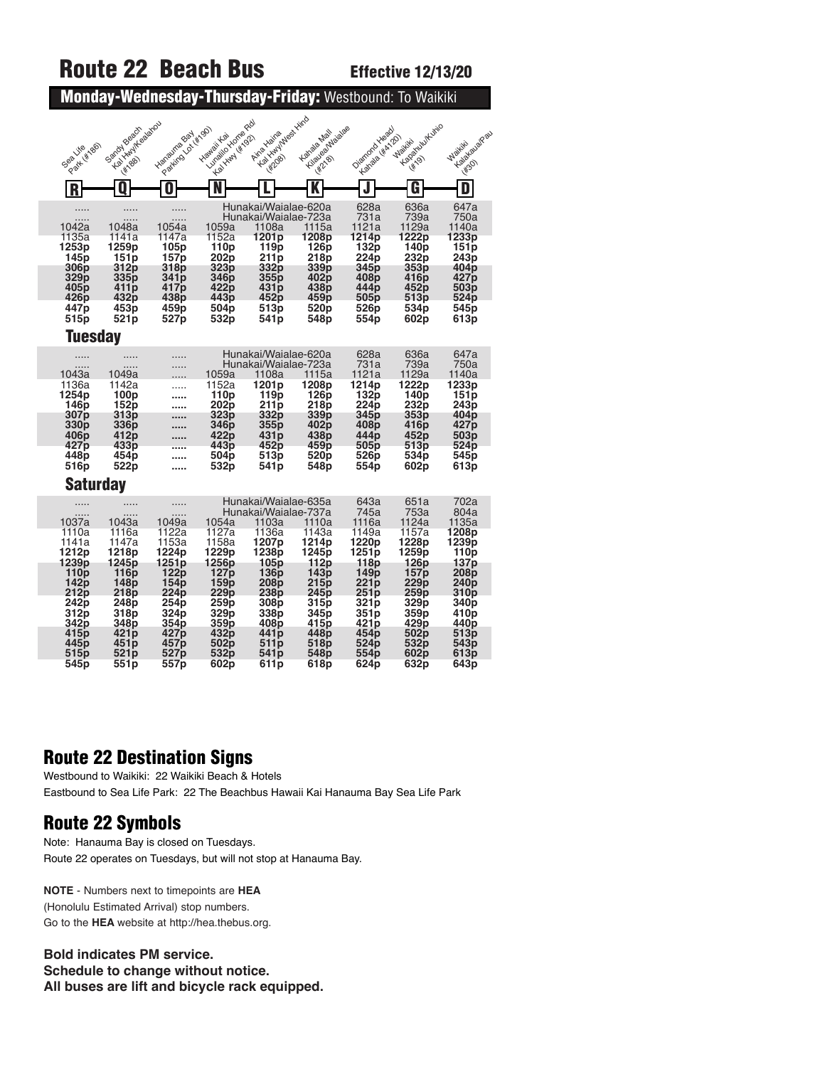# Route 22 Beach Bus

**Effective 12/13/20**

## Monday-Wednesday-Thursday-Friday: Westbound: To Waikiki

| R<br>Sea Life Park (#186) | Q<br>Sandy Beach Kal Hwy/Kealahou (#188) | O<br>Hanauma Bay Parking Lot (#190) | N<br>Hawaii Kai Lunalilo Home Rd/ Kal Hwy (#192) | L<br>Aina Haina Kal Hwy/West Hind (#208) | K<br>Kahala Mall Kilauea/Waialae (#218) | J<br>Diamond Head/ Kahala (#4120) | G<br>Waikiki Kapahulu/Kuhio (#19) | D<br>Waikiki Kalakaua/Pau (#30) |
|---|---|---|---|---|---|---|---|---|
| ..... | ..... | ..... | Hunakai/Waialae-620a | | | 628a | 636a | 647a |
| ..... | ..... | ..... | Hunakai/Waialae-723a | | | 731a | 739a | 750a |
| 1042a | 1048a | 1054a | 1059a | 1108a | 1115a | 1121a | 1129a | 1140a |
| 1135a | 1141a | 1147a | 1152a | **1201p** | **1208p** | **1214p** | **1222p** | **1233p** |
| **1253p** | **1259p** | **105p** | **110p** | **119p** | **126p** | **132p** | **140p** | **151p** |
| **145p** | **151p** | **157p** | **202p** | **211p** | **218p** | **224p** | **232p** | **243p** |
| **306p** | **312p** | **318p** | **323p** | **332p** | **339p** | **345p** | **353p** | **404p** |
| **329p** | **335p** | **341p** | **346p** | **355p** | **402p** | **408p** | **416p** | **427p** |
| **405p** | **411p** | **417p** | **422p** | **431p** | **438p** | **444p** | **452p** | **503p** |
| **426p** | **432p** | **438p** | **443p** | **452p** | **459p** | **505p** | **513p** | **524p** |
| **447p** | **453p** | **459p** | **504p** | **513p** | **520p** | **526p** | **534p** | **545p** |
| **515p** | **521p** | **527p** | **532p** | **541p** | **548p** | **554p** | **602p** | **613p** |

## Tuesday

| R | Q | O | N | L | K | J | G | D |
|---|---|---|---|---|---|---|---|---|
| ..... | ..... | ..... | Hunakai/Waialae-620a | | | 628a | 636a | 647a |
| ..... | ..... | ..... | Hunakai/Waialae-723a | | | 731a | 739a | 750a |
| 1043a | 1049a | ..... | 1059a | 1108a | 1115a | 1121a | 1129a | 1140a |
| 1136a | 1142a | ..... | 1152a | **1201p** | **1208p** | **1214p** | **1222p** | **1233p** |
| **1254p** | **100p** | ..... | **110p** | **119p** | **126p** | **132p** | **140p** | **151p** |
| **146p** | **152p** | ..... | **202p** | **211p** | **218p** | **224p** | **232p** | **243p** |
| **307p** | **313p** | ..... | **323p** | **332p** | **339p** | **345p** | **353p** | **404p** |
| **330p** | **336p** | ..... | **346p** | **355p** | **402p** | **408p** | **416p** | **427p** |
| **406p** | **412p** | ..... | **422p** | **431p** | **438p** | **444p** | **452p** | **503p** |
| **427p** | **433p** | ..... | **443p** | **452p** | **459p** | **505p** | **513p** | **524p** |
| **448p** | **454p** | ..... | **504p** | **513p** | **520p** | **526p** | **534p** | **545p** |
| **516p** | **522p** | ..... | **532p** | **541p** | **548p** | **554p** | **602p** | **613p** |

## Saturday

| R | Q | O | N | L | K | J | G | D |
|---|---|---|---|---|---|---|---|---|
| ..... | ..... | ..... | Hunakai/Waialae-635a | | | 643a | 651a | 702a |
| ..... | ..... | ..... | Hunakai/Waialae-737a | | | 745a | 753a | 804a |
| 1037a | 1043a | 1049a | 1054a | 1103a | 1110a | 1116a | 1124a | 1135a |
| 1110a | 1116a | 1122a | 1127a | 1136a | 1143a | 1149a | 1157a | **1208p** |
| 1141a | 1147a | 1153a | 1158a | **1207p** | **1214p** | **1220p** | **1228p** | **1239p** |
| **1212p** | **1218p** | **1224p** | **1229p** | **1238p** | **1245p** | **1251p** | **1259p** | **110p** |
| **1239p** | **1245p** | **1251p** | **1256p** | **105p** | **112p** | **118p** | **126p** | **137p** |
| **110p** | **116p** | **122p** | **127p** | **136p** | **143p** | **149p** | **157p** | **208p** |
| **142p** | **148p** | **154p** | **159p** | **208p** | **215p** | **221p** | **229p** | **240p** |
| **212p** | **218p** | **224p** | **229p** | **238p** | **245p** | **251p** | **259p** | **310p** |
| **242p** | **248p** | **254p** | **259p** | **308p** | **315p** | **321p** | **329p** | **340p** |
| **312p** | **318p** | **324p** | **329p** | **338p** | **345p** | **351p** | **359p** | **410p** |
| **342p** | **348p** | **354p** | **359p** | **408p** | **415p** | **421p** | **429p** | **440p** |
| **415p** | **421p** | **427p** | **432p** | **441p** | **448p** | **454p** | **502p** | **513p** |
| **445p** | **451p** | **457p** | **502p** | **511p** | **518p** | **524p** | **532p** | **543p** |
| **515p** | **521p** | **527p** | **532p** | **541p** | **548p** | **554p** | **602p** | **613p** |
| **545p** | **551p** | **557p** | **602p** | **611p** | **618p** | **624p** | **632p** | **643p** |

## Route 22 Destination Signs

Westbound to Waikiki: 22 Waikiki Beach & Hotels

Eastbound to Sea Life Park: 22 The Beachbus Hawaii Kai Hanauma Bay Sea Life Park

## Route 22 Symbols

Note: Hanauma Bay is closed on Tuesdays.

Route 22 operates on Tuesdays, but will not stop at Hanauma Bay.

**NOTE** - Numbers next to timepoints are **HEA** (Honolulu Estimated Arrival) stop numbers. Go to the **HEA** website at http://hea.thebus.org.

**Bold indicates PM service.**
**Schedule to change without notice.**
**All buses are lift and bicycle rack equipped.**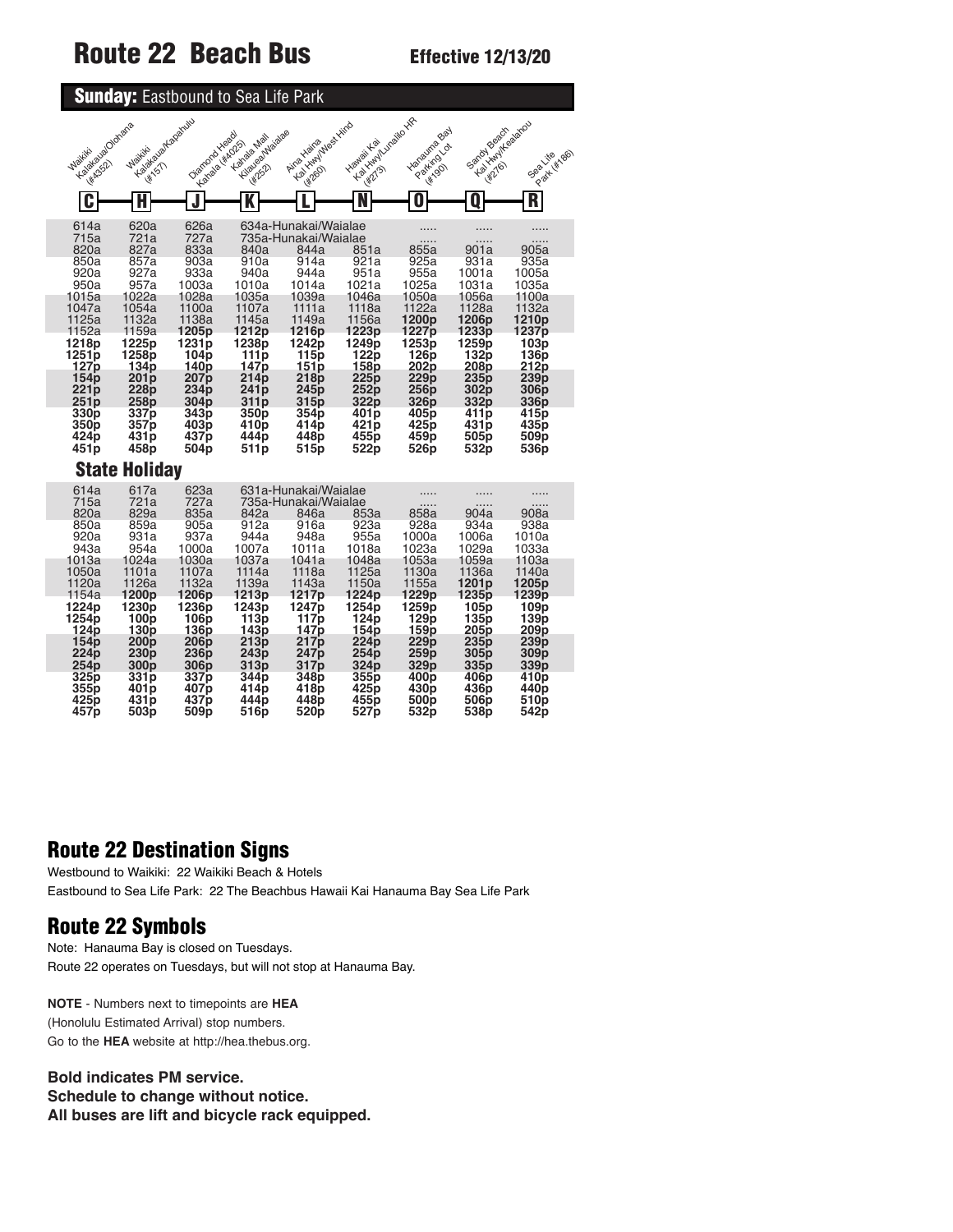# Route 22 Beach Bus

Effective 12/13/20

## Sunday: Eastbound to Sea Life Park

| C Waikiki Kalakaua/Olohana (#4352) | H Waikiki Kalakaua/Kapahulu (#157) | J Diamond Head/ Kahala (#4025) | K Kahala Mall Kilauea/Waialae (#252) | L Aina Haina Kal Hwy/West Hind (#269) | N Hawaii Kai Kal Hwy/Lunalilo HR (#273) | O Hanauma Bay Parking Lot (#190) | Q Sandy Beach Kal Hwy/Kealahou (#276) | R Sea Life Park (#186) |
|---|---|---|---|---|---|---|---|---|
| 614a | 620a | 626a | 634a-Hunakai/Waialae | | | ..... | ..... | ..... |
| 715a | 721a | 727a | 735a-Hunakai/Waialae | | | ..... | ..... | ..... |
| 820a | 827a | 833a | 840a | 844a | 851a | 855a | 901a | 905a |
| 850a | 857a | 903a | 910a | 914a | 921a | 925a | 931a | 935a |
| 920a | 927a | 933a | 940a | 944a | 951a | 955a | 1001a | 1005a |
| 950a | 957a | 1003a | 1010a | 1014a | 1021a | 1025a | 1031a | 1035a |
| 1015a | 1022a | 1028a | 1035a | 1039a | 1046a | 1050a | 1056a | 1100a |
| 1047a | 1054a | 1100a | 1107a | 1111a | 1118a | 1122a | 1128a | 1132a |
| 1125a | 1132a | 1138a | 1145a | 1149a | 1156a | **1200p** | **1206p** | **1210p** |
| 1152a | 1159a | **1205p** | **1212p** | **1216p** | **1223p** | **1227p** | **1233p** | **1237p** |
| **1218p** | **1225p** | **1231p** | **1238p** | **1242p** | **1249p** | **1253p** | **1259p** | **103p** |
| **1251p** | **1258p** | **104p** | **111p** | **115p** | **122p** | **126p** | **132p** | **136p** |
| **127p** | **134p** | **140p** | **147p** | **151p** | **158p** | **202p** | **208p** | **212p** |
| **154p** | **201p** | **207p** | **214p** | **218p** | **225p** | **229p** | **235p** | **239p** |
| **221p** | **228p** | **234p** | **241p** | **245p** | **252p** | **256p** | **302p** | **306p** |
| **251p** | **258p** | **304p** | **311p** | **315p** | **322p** | **326p** | **332p** | **336p** |
| **330p** | **337p** | **343p** | **350p** | **354p** | **401p** | **405p** | **411p** | **415p** |
| **350p** | **357p** | **403p** | **410p** | **414p** | **421p** | **425p** | **431p** | **435p** |
| **424p** | **431p** | **437p** | **444p** | **448p** | **455p** | **459p** | **505p** | **509p** |
| **451p** | **458p** | **504p** | **511p** | **515p** | **522p** | **526p** | **532p** | **536p** |

## State Holiday

| C | H | J | K | L | N | O | Q | R |
|---|---|---|---|---|---|---|---|---|
| 614a | 617a | 623a | 631a-Hunakai/Waialae | | | ..... | ..... | ..... |
| 715a | 721a | 727a | 735a-Hunakai/Waialae | | | ..... | ..... | ..... |
| 820a | 829a | 835a | 842a | 846a | 853a | 858a | 904a | 908a |
| 850a | 859a | 905a | 912a | 916a | 923a | 928a | 934a | 938a |
| 920a | 931a | 937a | 944a | 948a | 955a | 1000a | 1006a | 1010a |
| 943a | 954a | 1000a | 1007a | 1011a | 1018a | 1023a | 1029a | 1033a |
| 1013a | 1024a | 1030a | 1037a | 1041a | 1048a | 1053a | 1059a | 1103a |
| 1050a | 1101a | 1107a | 1114a | 1118a | 1125a | 1130a | 1136a | 1140a |
| 1120a | 1126a | 1132a | 1139a | 1143a | 1150a | 1155a | **1201p** | **1205p** |
| 1154a | **1200p** | **1206p** | **1213p** | **1217p** | **1224p** | **1229p** | **1235p** | **1239p** |
| **1224p** | **1230p** | **1236p** | **1243p** | **1247p** | **1254p** | **1259p** | **105p** | **109p** |
| **1254p** | **100p** | **106p** | **113p** | **117p** | **124p** | **129p** | **135p** | **139p** |
| **124p** | **130p** | **136p** | **143p** | **147p** | **154p** | **159p** | **205p** | **209p** |
| **154p** | **200p** | **206p** | **213p** | **217p** | **224p** | **229p** | **235p** | **239p** |
| **224p** | **230p** | **236p** | **243p** | **247p** | **254p** | **259p** | **305p** | **309p** |
| **254p** | **300p** | **306p** | **313p** | **317p** | **324p** | **329p** | **335p** | **339p** |
| **325p** | **331p** | **337p** | **344p** | **348p** | **355p** | **400p** | **406p** | **410p** |
| **355p** | **401p** | **407p** | **414p** | **418p** | **425p** | **430p** | **436p** | **440p** |
| **425p** | **431p** | **437p** | **444p** | **448p** | **455p** | **500p** | **506p** | **510p** |
| **457p** | **503p** | **509p** | **516p** | **520p** | **527p** | **532p** | **538p** | **542p** |

## Route 22 Destination Signs

Westbound to Waikiki: 22 Waikiki Beach & Hotels

Eastbound to Sea Life Park: 22 The Beachbus Hawaii Kai Hanauma Bay Sea Life Park

## Route 22 Symbols

Note: Hanauma Bay is closed on Tuesdays.

Route 22 operates on Tuesdays, but will not stop at Hanauma Bay.

**NOTE** - Numbers next to timepoints are **HEA** (Honolulu Estimated Arrival) stop numbers. Go to the **HEA** website at http://hea.thebus.org.

**Bold indicates PM service.**
**Schedule to change without notice.**
**All buses are lift and bicycle rack equipped.**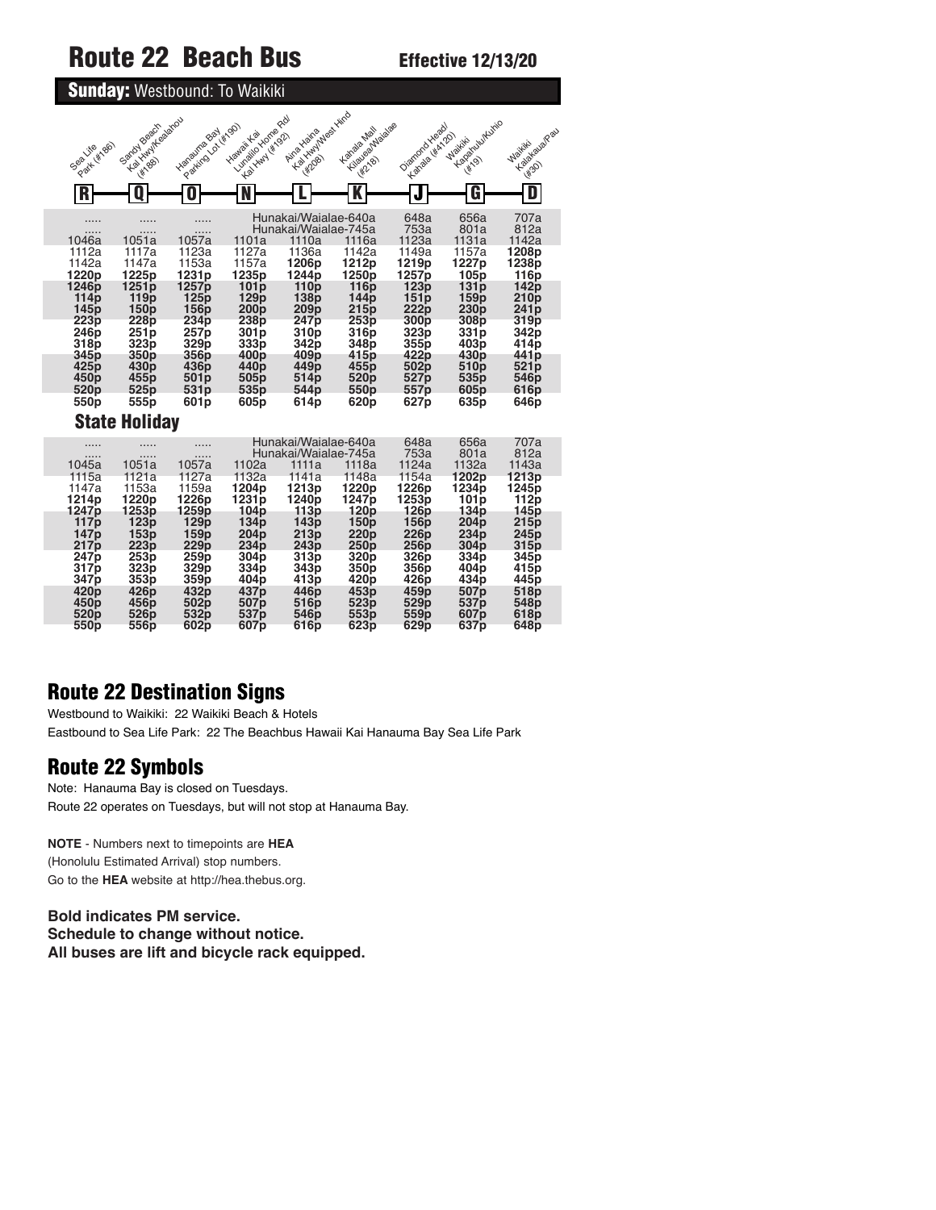# Route 22 Beach Bus

**Effective 12/13/20**

## Sunday: Westbound: To Waikiki

| R Sea Life Park (#186) | Q Sandy Beach Kal Hwy/Kealahou (#188) | O Hanauma Bay Parking Lot (#190) | N Hawaii Kai Lunalilo Home Rd/ Kal Hwy (#192) | L Aina Haina Kal Hwy/West Hind (#208) | K Kahala Mall Kilauea/Waialae (#218) | J Diamond Head/ Kahala (#4120) | G Waikiki Kapahulu/Kuhio (#19) | D Waikiki Kalakaua/Pau (#30) |
|---|---|---|---|---|---|---|---|---|
| ..... | ..... | ..... | Hunakai/Waialae-640a | | | 648a | 656a | 707a |
| ..... | ..... | ..... | Hunakai/Waialae-745a | | | 753a | 801a | 812a |
| 1046a | 1051a | 1057a | 1101a | 1110a | 1116a | 1123a | 1131a | 1142a |
| 1112a | 1117a | 1123a | 1127a | 1136a | 1142a | 1149a | 1157a | **1208p** |
| 1142a | 1147a | 1153a | 1157a | **1206p** | **1212p** | **1219p** | **1227p** | **1238p** |
| **1220p** | **1225p** | **1231p** | **1235p** | **1244p** | **1250p** | **1257p** | **105p** | **116p** |
| **1246p** | **1251p** | **1257p** | **101p** | **110p** | **116p** | **123p** | **131p** | **142p** |
| **114p** | **119p** | **125p** | **129p** | **138p** | **144p** | **151p** | **159p** | **210p** |
| **145p** | **150p** | **156p** | **200p** | **209p** | **215p** | **222p** | **230p** | **241p** |
| **223p** | **228p** | **234p** | **238p** | **247p** | **253p** | **300p** | **308p** | **319p** |
| **246p** | **251p** | **257p** | **301p** | **310p** | **316p** | **323p** | **331p** | **342p** |
| **318p** | **323p** | **329p** | **333p** | **342p** | **348p** | **355p** | **403p** | **414p** |
| **345p** | **350p** | **356p** | **400p** | **409p** | **415p** | **422p** | **430p** | **441p** |
| **425p** | **430p** | **436p** | **440p** | **449p** | **455p** | **502p** | **510p** | **521p** |
| **450p** | **455p** | **501p** | **505p** | **514p** | **520p** | **527p** | **535p** | **546p** |
| **520p** | **525p** | **531p** | **535p** | **544p** | **550p** | **557p** | **605p** | **616p** |
| **550p** | **555p** | **601p** | **605p** | **614p** | **620p** | **627p** | **635p** | **646p** |

## State Holiday

| R | Q | O | N | L | K | J | G | D |
|---|---|---|---|---|---|---|---|---|
| ..... | ..... | ..... | Hunakai/Waialae-640a | | | 648a | 656a | 707a |
| ..... | ..... | ..... | Hunakai/Waialae-745a | | | 753a | 801a | 812a |
| 1045a | 1051a | 1057a | 1102a | 1111a | 1118a | 1124a | 1132a | 1143a |
| 1115a | 1121a | 1127a | 1132a | 1141a | 1148a | 1154a | **1202p** | **1213p** |
| 1147a | 1153a | 1159a | **1204p** | **1213p** | **1220p** | **1226p** | **1234p** | **1245p** |
| **1214p** | **1220p** | **1226p** | **1231p** | **1240p** | **1247p** | **1253p** | **101p** | **112p** |
| **1247p** | **1253p** | **1259p** | **104p** | **113p** | **120p** | **126p** | **134p** | **145p** |
| **117p** | **123p** | **129p** | **134p** | **143p** | **150p** | **156p** | **204p** | **215p** |
| **147p** | **153p** | **159p** | **204p** | **213p** | **220p** | **226p** | **234p** | **245p** |
| **217p** | **223p** | **229p** | **234p** | **243p** | **250p** | **256p** | **304p** | **315p** |
| **247p** | **253p** | **259p** | **304p** | **313p** | **320p** | **326p** | **334p** | **345p** |
| **317p** | **323p** | **329p** | **334p** | **343p** | **350p** | **356p** | **404p** | **415p** |
| **347p** | **353p** | **359p** | **404p** | **413p** | **420p** | **426p** | **434p** | **445p** |
| **420p** | **426p** | **432p** | **437p** | **446p** | **453p** | **459p** | **507p** | **518p** |
| **450p** | **456p** | **502p** | **507p** | **516p** | **523p** | **529p** | **537p** | **548p** |
| **520p** | **526p** | **532p** | **537p** | **546p** | **553p** | **559p** | **607p** | **618p** |
| **550p** | **556p** | **602p** | **607p** | **616p** | **623p** | **629p** | **637p** | **648p** |

## Route 22 Destination Signs

Westbound to Waikiki: 22 Waikiki Beach & Hotels

Eastbound to Sea Life Park: 22 The Beachbus Hawaii Kai Hanauma Bay Sea Life Park

## Route 22 Symbols

Note: Hanauma Bay is closed on Tuesdays.

Route 22 operates on Tuesdays, but will not stop at Hanauma Bay.

**NOTE** - Numbers next to timepoints are **HEA** (Honolulu Estimated Arrival) stop numbers. Go to the **HEA** website at http://hea.thebus.org.

**Bold indicates PM service.**
**Schedule to change without notice.**
**All buses are lift and bicycle rack equipped.**